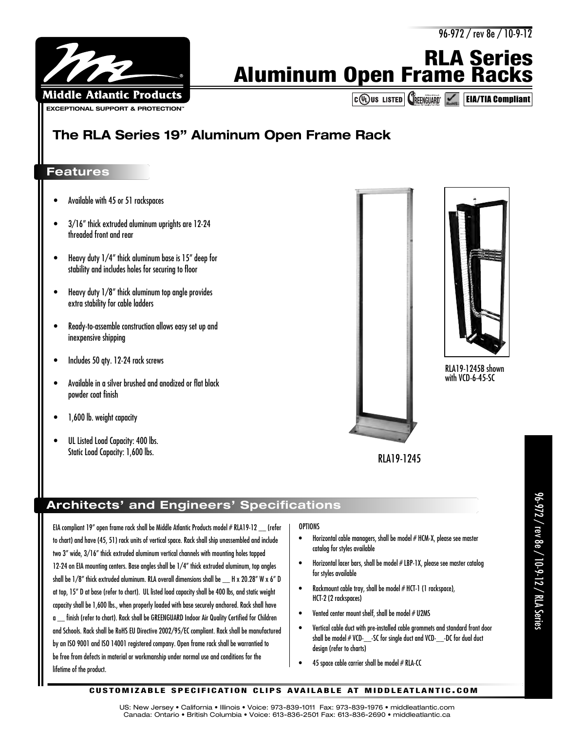# RLA Series Aluminum Open Frame Racks

c(UL)us LISTED · GREENGUARD · RoHS · EIA/TIA Compliant

Middle Atlantic Products
EXCEPTIONAL SUPPORT & PROTECTION™

## The RLA Series 19" Aluminum Open Frame Rack

### Features

- Available with 45 or 51 rackspaces
- 3/16" thick extruded aluminum uprights are 12-24 threaded front and rear
- Heavy duty 1/4" thick aluminum base is 15" deep for stability and includes holes for securing to floor
- Heavy duty 1/8" thick aluminum top angle provides extra stability for cable ladders
- Ready-to-assemble construction allows easy set up and inexpensive shipping
- Includes 50 qty. 12-24 rack screws
- Available in a silver brushed and anodized or flat black powder coat finish
- 1,600 lb. weight capacity
- UL Listed Load Capacity: 400 lbs.
  Static Load Capacity: 1,600 lbs.

RLA19-1245B shown with VCD-6-45-SC

RLA19-1245

### Architects' and Engineers' Specifications

EIA compliant 19" open frame rack shall be Middle Atlantic Products model # RLA19-12 __ (refer to chart) and have (45, 51) rack units of vertical space. Rack shall ship unassembled and include two 3" wide, 3/16" thick extruded aluminum vertical channels with mounting holes tapped 12-24 on EIA mounting centers. Base angles shall be 1/4" thick extruded aluminum, top angles shall be 1/8" thick extruded aluminum. RLA overall dimensions shall be __ H x 20.28" W x 6" D at top, 15" D at base (refer to chart). UL listed load capacity shall be 400 lbs, and static weight capacity shall be 1,600 lbs., when properly loaded with base securely anchored. Rack shall have a __ finish (refer to chart). Rack shall be GREENGUARD Indoor Air Quality Certified for Children and Schools. Rack shall be RoHS EU Directive 2002/95/EC compliant. Rack shall be manufactured by an ISO 9001 and ISO 14001 registered company. Open frame rack shall be warrantied to be free from defects in material or workmanship under normal use and conditions for the lifetime of the product.

OPTIONS

- Horizontal cable managers, shall be model # HCM-X, please see master catalog for styles available
- Horizontal lacer bars, shall be model # LBP-1X, please see master catalog for styles available
- Rackmount cable tray, shall be model # HCT-1 (1 rackspace), HCT-2 (2 rackspaces)
- Vented center mount shelf, shall be model # U2MS
- Vertical cable duct with pre-installed cable grommets and standard front door shall be model # VCD-__-SC for single duct and VCD-__-DC for dual duct design (refer to charts)
- 45 space cable carrier shall be model # RLA-CC

CUSTOMIZABLE SPECIFICATION CLIPS AVAILABLE AT MIDDLEATLANTIC.COM

US: New Jersey • California • Illinois • Voice: 973-839-1011 Fax: 973-839-1976 • middleatlantic.com
Canada: Ontario • British Columbia • Voice: 613-836-2501 Fax: 613-836-2690 • middleatlantic.ca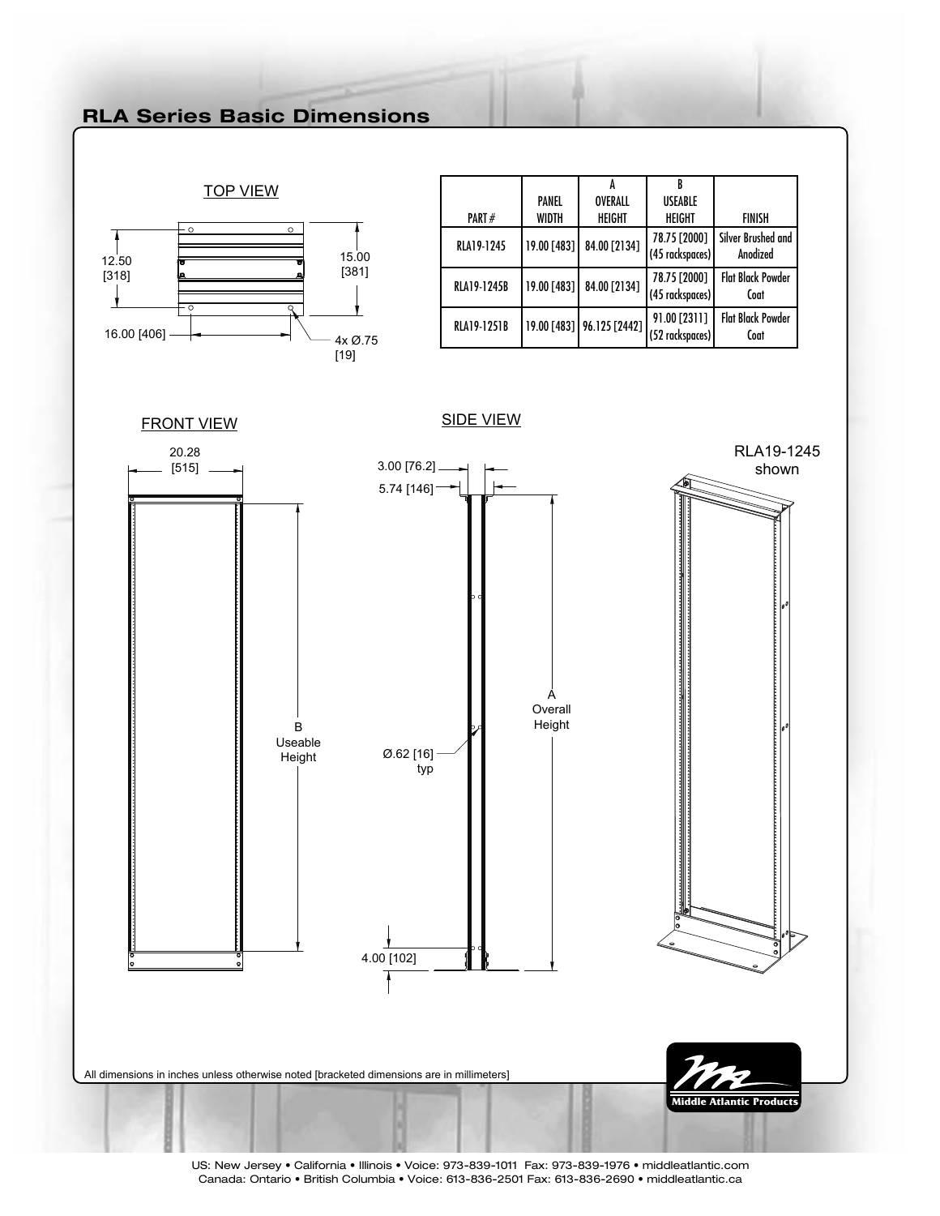## RLA Series Basic Dimensions

TOP VIEW

12.50
[318]

15.00
[381]

16.00 [406]

4x Ø.75
[19]

| PART # | PANEL WIDTH | A OVERALL HEIGHT | B USEABLE HEIGHT | FINISH |
| --- | --- | --- | --- | --- |
| RLA19-1245 | 19.00 [483] | 84.00 [2134] | 78.75 [2000] (45 rackspaces) | Silver Brushed and Anodized |
| RLA19-1245B | 19.00 [483] | 84.00 [2134] | 78.75 [2000] (45 rackspaces) | Flat Black Powder Coat |
| RLA19-1251B | 19.00 [483] | 96.125 [2442] | 91.00 [2311] (52 rackspaces) | Flat Black Powder Coat |

FRONT VIEW

20.28
[515]

B
Useable
Height

SIDE VIEW

3.00 [76.2]

5.74 [146]

A
Overall
Height

Ø.62 [16]
typ

4.00 [102]

RLA19-1245
shown

All dimensions in inches unless otherwise noted [bracketed dimensions are in millimeters]

Middle Atlantic Products

US: New Jersey • California • Illinois • Voice: 973-839-1011 Fax: 973-839-1976 • middleatlantic.com
Canada: Ontario • British Columbia • Voice: 613-836-2501 Fax: 613-836-2690 • middleatlantic.ca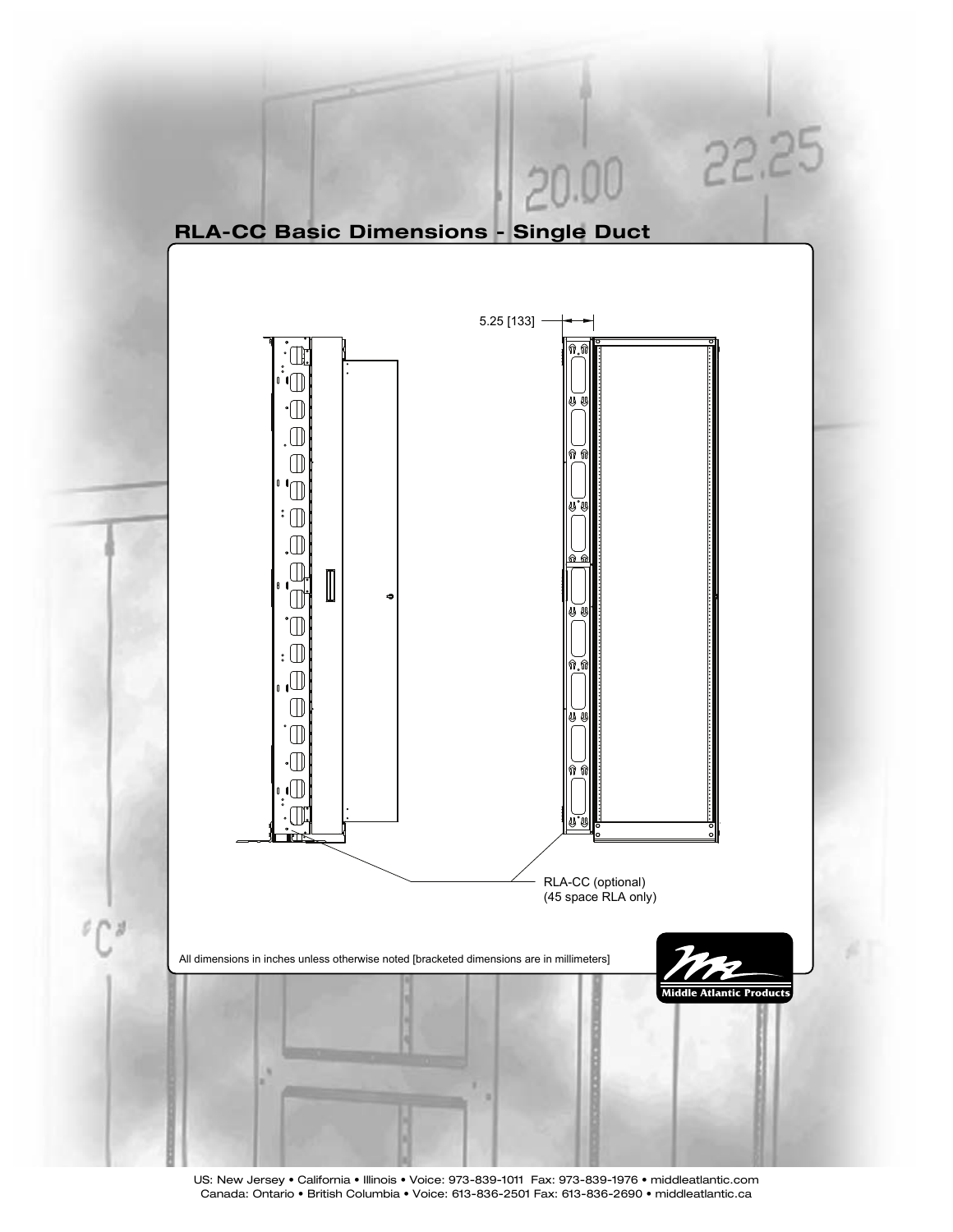## RLA-CC Basic Dimensions - Single Duct

5.25 [133]

RLA-CC (optional)
(45 space RLA only)

All dimensions in inches unless otherwise noted [bracketed dimensions are in millimeters]

Middle Atlantic Products

US: New Jersey • California • Illinois • Voice: 973-839-1011 Fax: 973-839-1976 • middleatlantic.com
Canada: Ontario • British Columbia • Voice: 613-836-2501 Fax: 613-836-2690 • middleatlantic.ca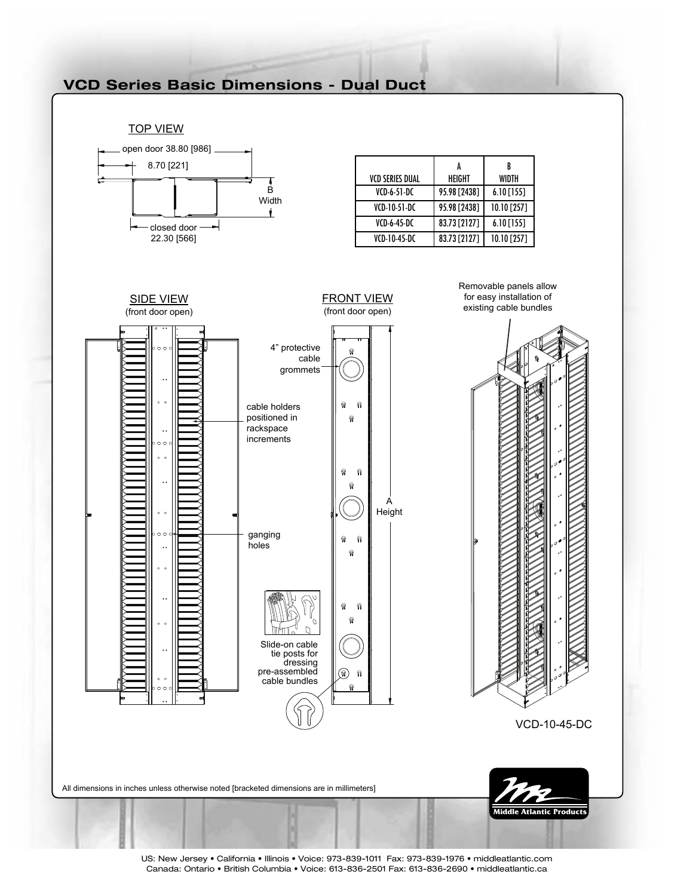## VCD Series Basic Dimensions - Dual Duct

TOP VIEW

open door 38.80 [986]

8.70 [221]

B
Width

closed door
22.30 [566]

| VCD SERIES DUAL | A HEIGHT | B WIDTH |
|---|---|---|
| VCD-6-51-DC | 95.98 [2438] | 6.10 [155] |
| VCD-10-51-DC | 95.98 [2438] | 10.10 [257] |
| VCD-6-45-DC | 83.73 [2127] | 6.10 [155] |
| VCD-10-45-DC | 83.73 [2127] | 10.10 [257] |

SIDE VIEW
(front door open)

FRONT VIEW
(front door open)

4" protective cable grommets

cable holders positioned in rackspace increments

ganging holes

A
Height

Slide-on cable tie posts for dressing pre-assembled cable bundles

Removable panels allow for easy installation of existing cable bundles

VCD-10-45-DC

All dimensions in inches unless otherwise noted [bracketed dimensions are in millimeters]

Middle Atlantic Products

US: New Jersey • California • Illinois • Voice: 973-839-1011 Fax: 973-839-1976 • middleatlantic.com
Canada: Ontario • British Columbia • Voice: 613-836-2501 Fax: 613-836-2690 • middleatlantic.ca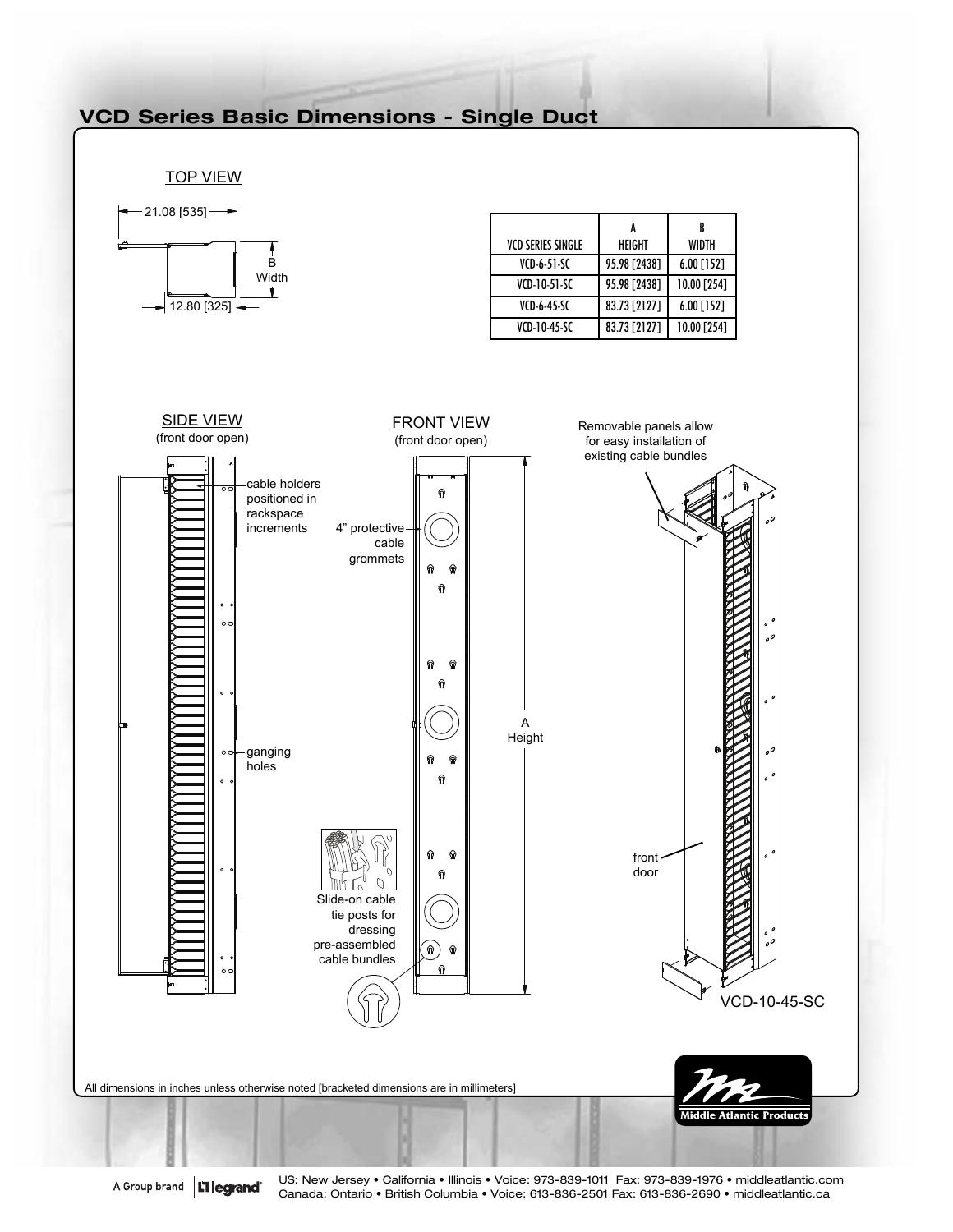## VCD Series Basic Dimensions - Single Duct

TOP VIEW

21.08 [535]

B
Width

12.80 [325]

| VCD SERIES SINGLE | A HEIGHT | B WIDTH |
|---|---|---|
| VCD-6-51-SC | 95.98 [2438] | 6.00 [152] |
| VCD-10-51-SC | 95.98 [2438] | 10.00 [254] |
| VCD-6-45-SC | 83.73 [2127] | 6.00 [152] |
| VCD-10-45-SC | 83.73 [2127] | 10.00 [254] |

SIDE VIEW
(front door open)

cable holders positioned in rackspace increments

ganging holes

FRONT VIEW
(front door open)

4" protective cable grommets

A
Height

Slide-on cable tie posts for dressing pre-assembled cable bundles

Removable panels allow for easy installation of existing cable bundles

front door

VCD-10-45-SC

All dimensions in inches unless otherwise noted [bracketed dimensions are in millimeters]

Middle Atlantic Products

A Group brand legrand

US: New Jersey • California • Illinois • Voice: 973-839-1011 Fax: 973-839-1976 • middleatlantic.com
Canada: Ontario • British Columbia • Voice: 613-836-2501 Fax: 613-836-2690 • middleatlantic.ca